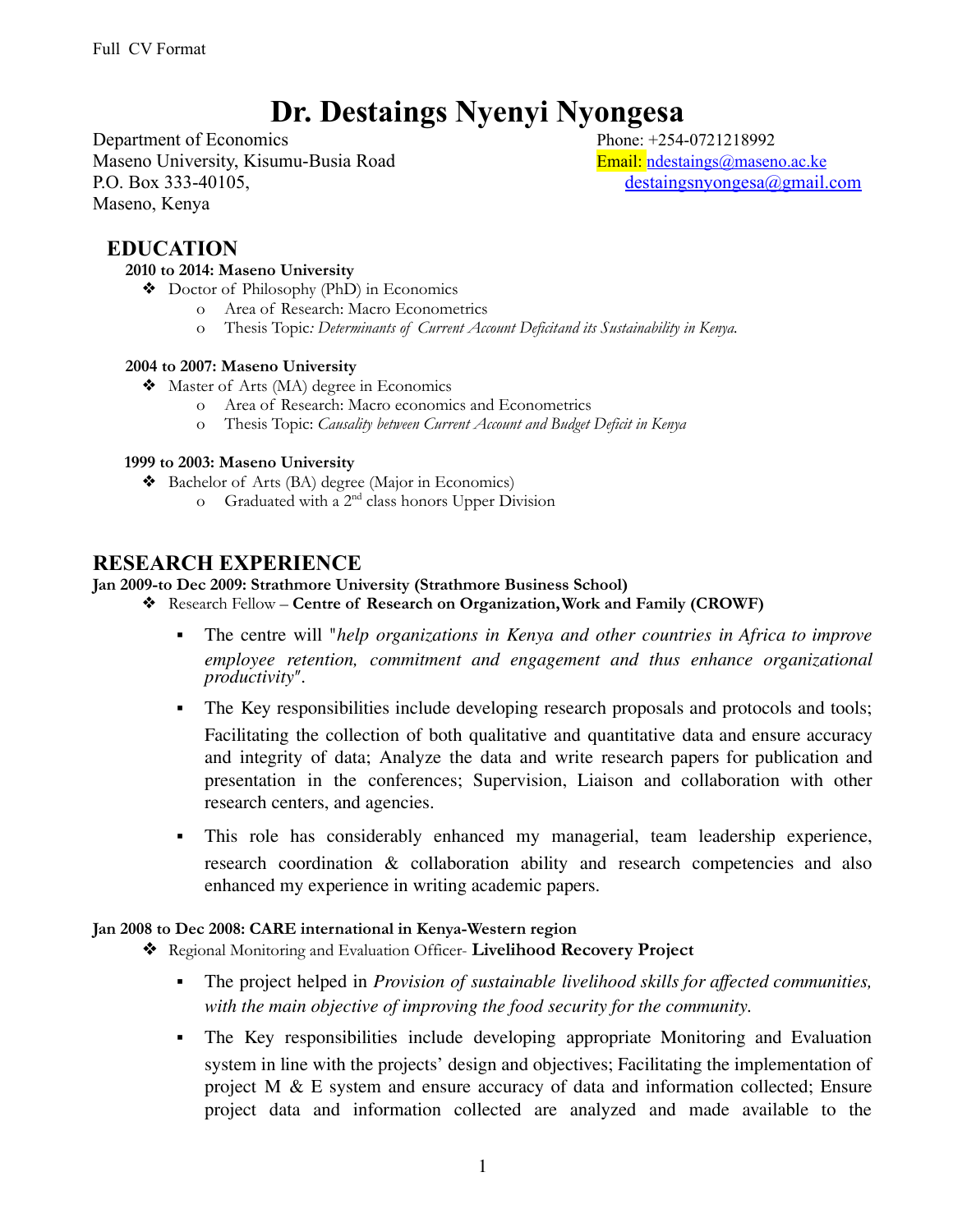Full CV Format

# Dr. Destaings Nyenyi Nyongesa

Department of Economics
Maseno University, Kisumu-Busia Road
P.O. Box 333-40105,
Maseno, Kenya

Phone: +254-0721218992
Email: ndestaings@maseno.ac.ke
destaingsnyongesa@gmail.com

## EDUCATION

**2010 to 2014: Maseno University**

- Doctor of Philosophy (PhD) in Economics
  - Area of Research: Macro Econometrics
  - Thesis Topic*: Determinants of Current Account Deficitand its Sustainability in Kenya.*

**2004 to 2007: Maseno University**

- Master of Arts (MA) degree in Economics
  - Area of Research: Macro economics and Econometrics
  - Thesis Topic: *Causality between Current Account and Budget Deficit in Kenya*

**1999 to 2003: Maseno University**

- Bachelor of Arts (BA) degree (Major in Economics)
  - Graduated with a 2nd class honors Upper Division

## RESEARCH EXPERIENCE

**Jan 2009-to Dec 2009: Strathmore University (Strathmore Business School)**

- Research Fellow – **Centre of Research on Organization, Work and Family (CROWF)**
  - The centre will "*help organizations in Kenya and other countries in Africa to improve employee retention, commitment and engagement and thus enhance organizational productivity*".
  - The Key responsibilities include developing research proposals and protocols and tools; Facilitating the collection of both qualitative and quantitative data and ensure accuracy and integrity of data; Analyze the data and write research papers for publication and presentation in the conferences; Supervision, Liaison and collaboration with other research centers, and agencies.
  - This role has considerably enhanced my managerial, team leadership experience, research coordination & collaboration ability and research competencies and also enhanced my experience in writing academic papers.

**Jan 2008 to Dec 2008: CARE international in Kenya-Western region**

- Regional Monitoring and Evaluation Officer- **Livelihood Recovery Project**
  - The project helped in *Provision of sustainable livelihood skills for affected communities, with the main objective of improving the food security for the community.*
  - The Key responsibilities include developing appropriate Monitoring and Evaluation system in line with the projects' design and objectives; Facilitating the implementation of project M & E system and ensure accuracy of data and information collected; Ensure project data and information collected are analyzed and made available to the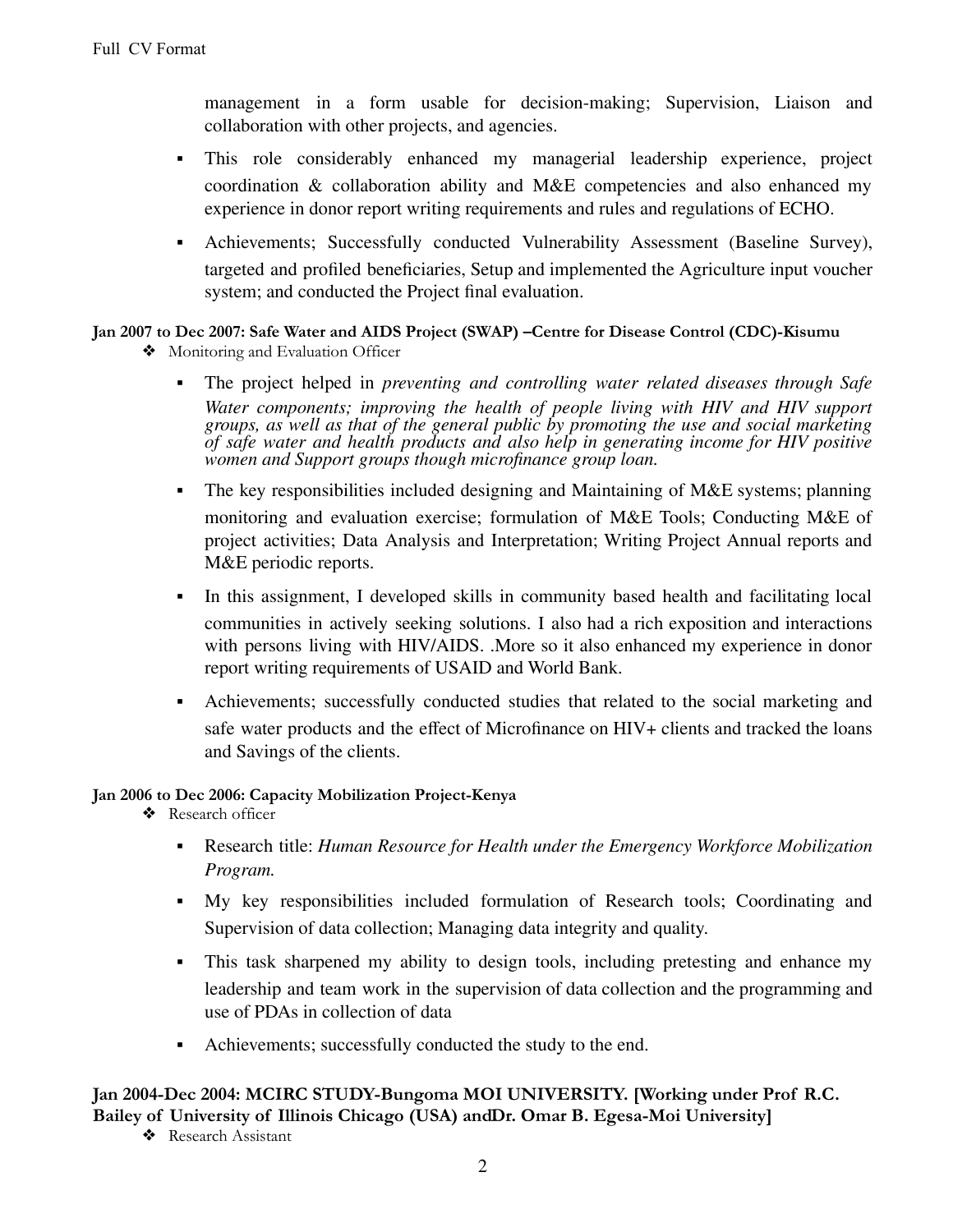management in a form usable for decision-making; Supervision, Liaison and collaboration with other projects, and agencies.

- This role considerably enhanced my managerial leadership experience, project coordination & collaboration ability and M&E competencies and also enhanced my experience in donor report writing requirements and rules and regulations of ECHO.
- Achievements; Successfully conducted Vulnerability Assessment (Baseline Survey), targeted and profiled beneficiaries, Setup and implemented the Agriculture input voucher system; and conducted the Project final evaluation.

**Jan 2007 to Dec 2007: Safe Water and AIDS Project (SWAP) –Centre for Disease Control (CDC)-Kisumu**

- Monitoring and Evaluation Officer
  - The project helped in *preventing and controlling water related diseases through Safe Water components; improving the health of people living with HIV and HIV support groups, as well as that of the general public by promoting the use and social marketing of safe water and health products and also help in generating income for HIV positive women and Support groups though microfinance group loan.*
  - The key responsibilities included designing and Maintaining of M&E systems; planning monitoring and evaluation exercise; formulation of M&E Tools; Conducting M&E of project activities; Data Analysis and Interpretation; Writing Project Annual reports and M&E periodic reports.
  - In this assignment, I developed skills in community based health and facilitating local communities in actively seeking solutions. I also had a rich exposition and interactions with persons living with HIV/AIDS. .More so it also enhanced my experience in donor report writing requirements of USAID and World Bank.
  - Achievements; successfully conducted studies that related to the social marketing and safe water products and the effect of Microfinance on HIV+ clients and tracked the loans and Savings of the clients.

**Jan 2006 to Dec 2006: Capacity Mobilization Project-Kenya**

- Research officer
  - Research title: *Human Resource for Health under the Emergency Workforce Mobilization Program.*
  - My key responsibilities included formulation of Research tools; Coordinating and Supervision of data collection; Managing data integrity and quality.
  - This task sharpened my ability to design tools, including pretesting and enhance my leadership and team work in the supervision of data collection and the programming and use of PDAs in collection of data
  - Achievements; successfully conducted the study to the end.

**Jan 2004-Dec 2004: MCIRC STUDY-Bungoma MOI UNIVERSITY. [Working under Prof R.C. Bailey of University of Illinois Chicago (USA) andDr. Omar B. Egesa-Moi University]**

- Research Assistant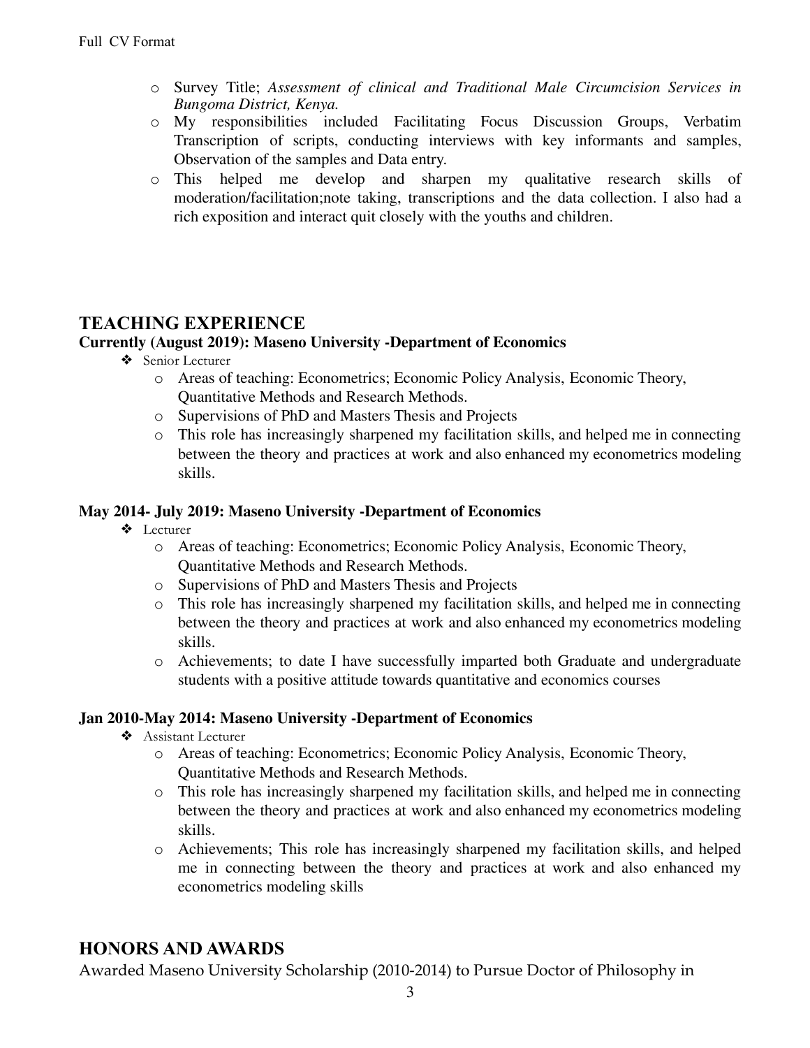- Survey Title; *Assessment of clinical and Traditional Male Circumcision Services in Bungoma District, Kenya.*
- My responsibilities included Facilitating Focus Discussion Groups, Verbatim Transcription of scripts, conducting interviews with key informants and samples, Observation of the samples and Data entry.
- This helped me develop and sharpen my qualitative research skills of moderation/facilitation;note taking, transcriptions and the data collection. I also had a rich exposition and interact quit closely with the youths and children.

## TEACHING EXPERIENCE

**Currently (August 2019): Maseno University -Department of Economics**

- Senior Lecturer
  - Areas of teaching: Econometrics; Economic Policy Analysis, Economic Theory, Quantitative Methods and Research Methods.
  - Supervisions of PhD and Masters Thesis and Projects
  - This role has increasingly sharpened my facilitation skills, and helped me in connecting between the theory and practices at work and also enhanced my econometrics modeling skills.

**May 2014- July 2019: Maseno University -Department of Economics**

- Lecturer
  - Areas of teaching: Econometrics; Economic Policy Analysis, Economic Theory, Quantitative Methods and Research Methods.
  - Supervisions of PhD and Masters Thesis and Projects
  - This role has increasingly sharpened my facilitation skills, and helped me in connecting between the theory and practices at work and also enhanced my econometrics modeling skills.
  - Achievements; to date I have successfully imparted both Graduate and undergraduate students with a positive attitude towards quantitative and economics courses

**Jan 2010-May 2014: Maseno University -Department of Economics**

- Assistant Lecturer
  - Areas of teaching: Econometrics; Economic Policy Analysis, Economic Theory, Quantitative Methods and Research Methods.
  - This role has increasingly sharpened my facilitation skills, and helped me in connecting between the theory and practices at work and also enhanced my econometrics modeling skills.
  - Achievements; This role has increasingly sharpened my facilitation skills, and helped me in connecting between the theory and practices at work and also enhanced my econometrics modeling skills

## HONORS AND AWARDS

Awarded Maseno University Scholarship (2010-2014) to Pursue Doctor of Philosophy in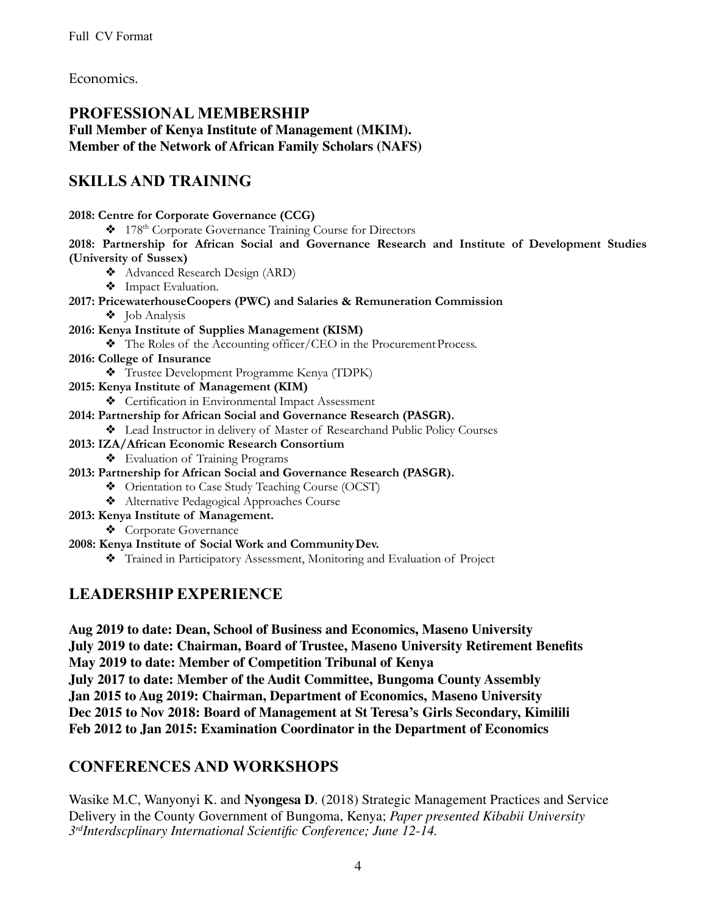Economics.

## PROFESSIONAL MEMBERSHIP

**Full Member of Kenya Institute of Management (MKIM).**
**Member of the Network of African Family Scholars (NAFS)**

## SKILLS AND TRAINING

**2018: Centre for Corporate Governance (CCG)**

- 178th Corporate Governance Training Course for Directors

**2018: Partnership for African Social and Governance Research and Institute of Development Studies (University of Sussex)**

- Advanced Research Design (ARD)
- Impact Evaluation.

**2017: PricewaterhouseCoopers (PWC) and Salaries & Remuneration Commission**

- Job Analysis

**2016: Kenya Institute of Supplies Management (KISM)**

- The Roles of the Accounting officer/CEO in the Procurement Process.

**2016: College of Insurance**

- Trustee Development Programme Kenya (TDPK)

**2015: Kenya Institute of Management (KIM)**

- Certification in Environmental Impact Assessment

**2014: Partnership for African Social and Governance Research (PASGR).**

- Lead Instructor in delivery of Master of Researchand Public Policy Courses

**2013: IZA/African Economic Research Consortium**

- Evaluation of Training Programs

**2013: Partnership for African Social and Governance Research (PASGR).**

- Orientation to Case Study Teaching Course (OCST)
- Alternative Pedagogical Approaches Course

**2013: Kenya Institute of Management.**

- Corporate Governance

**2008: Kenya Institute of Social Work and Community Dev.**

- Trained in Participatory Assessment, Monitoring and Evaluation of Project

## LEADERSHIP EXPERIENCE

**Aug 2019 to date: Dean, School of Business and Economics, Maseno University**
**July 2019 to date: Chairman, Board of Trustee, Maseno University Retirement Benefits**
**May 2019 to date: Member of Competition Tribunal of Kenya**
**July 2017 to date: Member of the Audit Committee, Bungoma County Assembly**
**Jan 2015 to Aug 2019: Chairman, Department of Economics, Maseno University**
**Dec 2015 to Nov 2018: Board of Management at St Teresa's Girls Secondary, Kimilili**
**Feb 2012 to Jan 2015: Examination Coordinator in the Department of Economics**

## CONFERENCES AND WORKSHOPS

Wasike M.C, Wanyonyi K. and **Nyongesa D**. (2018) Strategic Management Practices and Service Delivery in the County Government of Bungoma, Kenya; *Paper presented Kibabii University 3rdInterdscplinary International Scientific Conference; June 12-14.*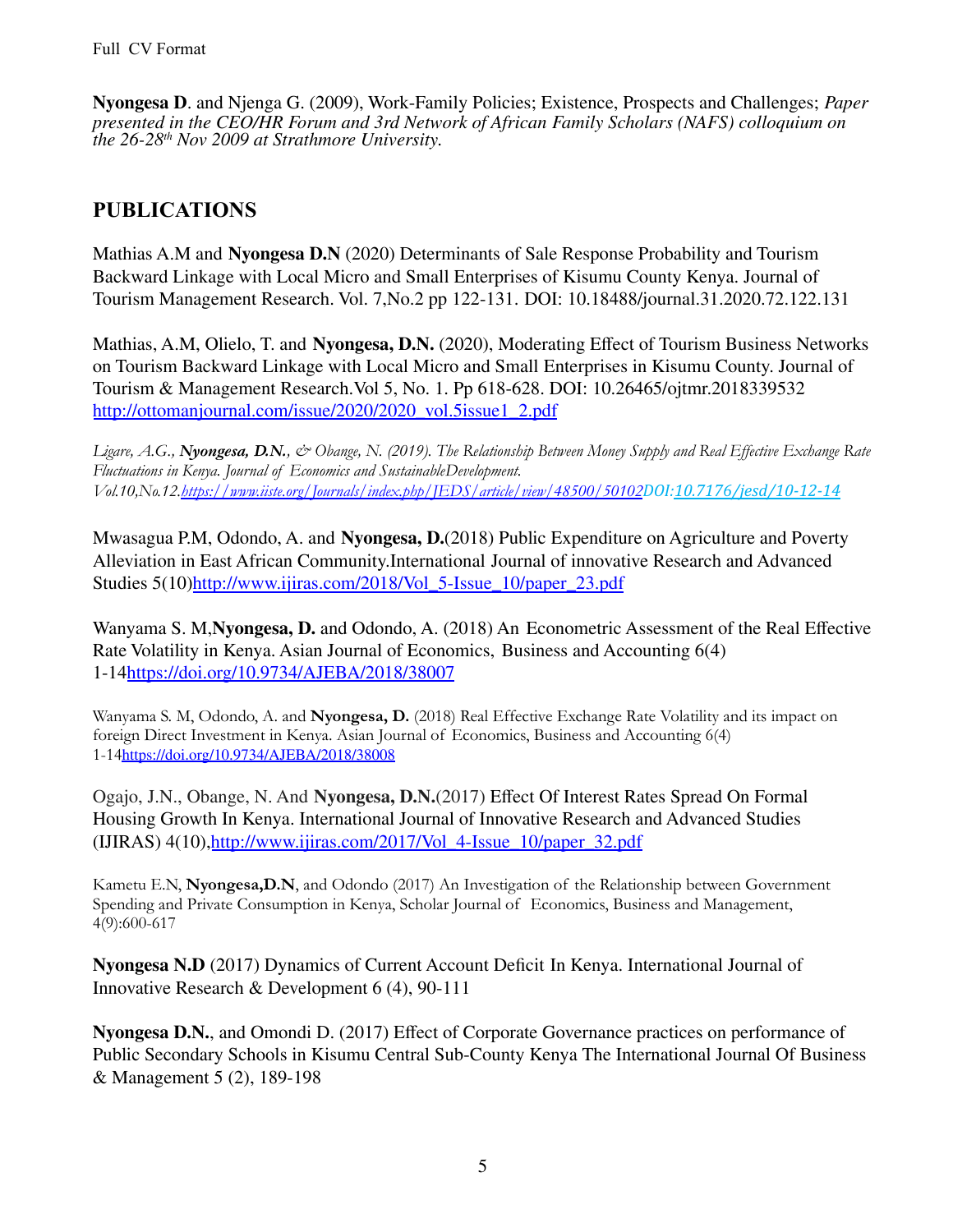**Nyongesa D**. and Njenga G. (2009), Work-Family Policies; Existence, Prospects and Challenges; *Paper presented in the CEO/HR Forum and 3rd Network of African Family Scholars (NAFS) colloquium on the 26-28th Nov 2009 at Strathmore University.*

## PUBLICATIONS

Mathias A.M and **Nyongesa D.N** (2020) Determinants of Sale Response Probability and Tourism Backward Linkage with Local Micro and Small Enterprises of Kisumu County Kenya. Journal of Tourism Management Research. Vol. 7,No.2 pp 122-131. DOI: 10.18488/journal.31.2020.72.122.131

Mathias, A.M, Olielo, T. and **Nyongesa, D.N.** (2020), Moderating Effect of Tourism Business Networks on Tourism Backward Linkage with Local Micro and Small Enterprises in Kisumu County. Journal of Tourism & Management Research.Vol 5, No. 1. Pp 618-628. DOI: 10.26465/ojtmr.2018339532 http://ottomanjournal.com/issue/2020/2020_vol.5issue1_2.pdf

*Ligare, A.G., **Nyongesa, D.N.**, & Obange, N. (2019). The Relationship Between Money Supply and Real Effective Exchange Rate Fluctuations in Kenya. Journal of Economics and SustainableDevelopment. Vol.10,No.12.https://www.iiste.org/Journals/index.php/JEDS/article/view/48500/50102DOI:10.7176/jesd/10-12-14*

Mwasagua P.M, Odondo, A. and **Nyongesa, D.**(2018) Public Expenditure on Agriculture and Poverty Alleviation in East African Community.International Journal of innovative Research and Advanced Studies 5(10)http://www.ijiras.com/2018/Vol_5-Issue_10/paper_23.pdf

Wanyama S. M,**Nyongesa, D.** and Odondo, A. (2018) An Econometric Assessment of the Real Effective Rate Volatility in Kenya. Asian Journal of Economics, Business and Accounting 6(4) 1-14https://doi.org/10.9734/AJEBA/2018/38007

Wanyama S. M, Odondo, A. and **Nyongesa, D.** (2018) Real Effective Exchange Rate Volatility and its impact on foreign Direct Investment in Kenya. Asian Journal of Economics, Business and Accounting 6(4) 1-14https://doi.org/10.9734/AJEBA/2018/38008

Ogajo, J.N., Obange, N. And **Nyongesa, D.N.**(2017) Effect Of Interest Rates Spread On Formal Housing Growth In Kenya. International Journal of Innovative Research and Advanced Studies (IJIRAS) 4(10),http://www.ijiras.com/2017/Vol_4-Issue_10/paper_32.pdf

Kametu E.N, **Nyongesa,D.N**, and Odondo (2017) An Investigation of the Relationship between Government Spending and Private Consumption in Kenya, Scholar Journal of Economics, Business and Management, 4(9):600-617

**Nyongesa N.D** (2017) Dynamics of Current Account Deficit In Kenya. International Journal of Innovative Research & Development 6 (4), 90-111

**Nyongesa D.N.**, and Omondi D. (2017) Effect of Corporate Governance practices on performance of Public Secondary Schools in Kisumu Central Sub-County Kenya The International Journal Of Business & Management 5 (2), 189-198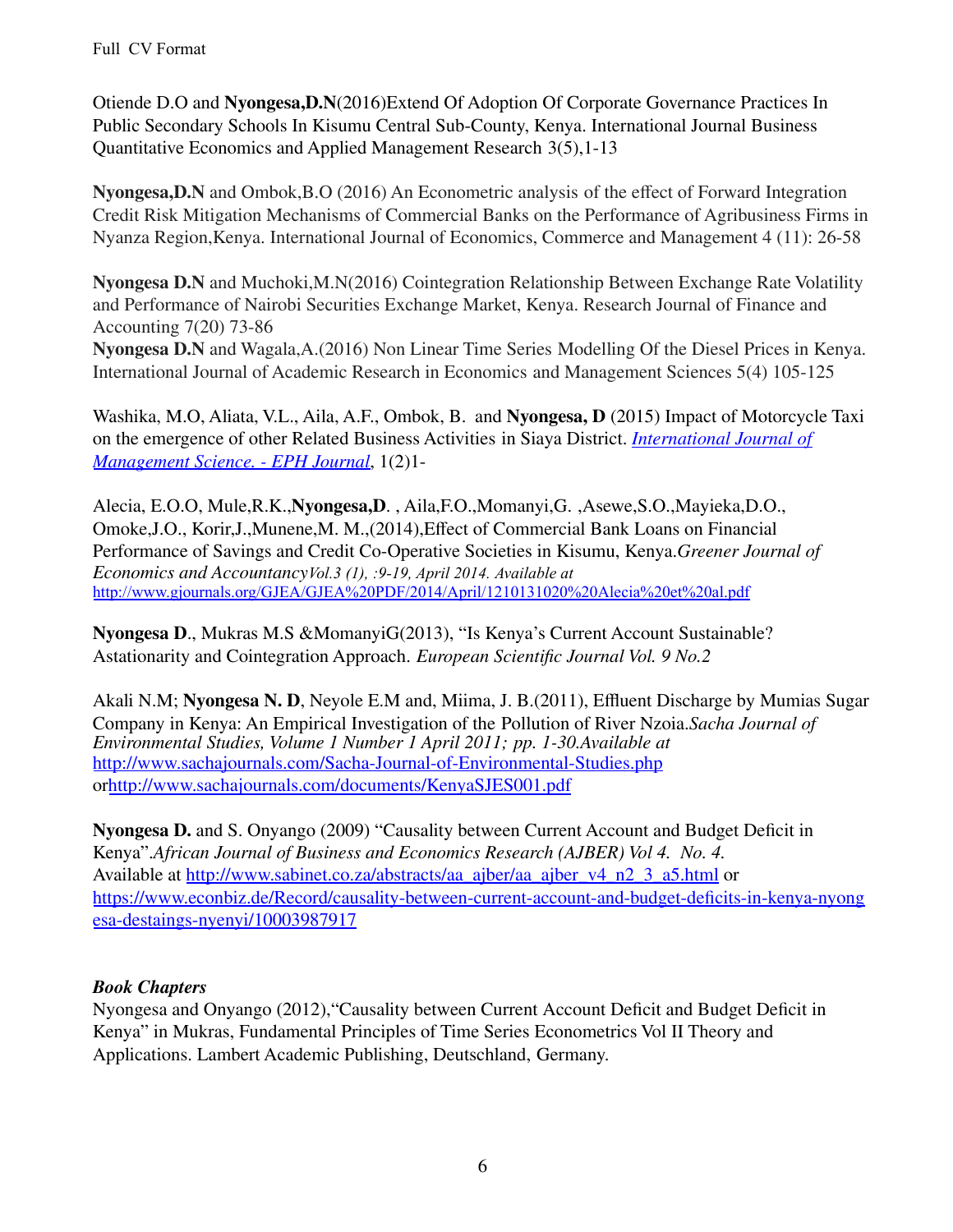Otiende D.O and **Nyongesa,D.N**(2016)Extend Of Adoption Of Corporate Governance Practices In Public Secondary Schools In Kisumu Central Sub-County, Kenya. International Journal Business Quantitative Economics and Applied Management Research 3(5),1-13

**Nyongesa,D.N** and Ombok,B.O (2016) An Econometric analysis of the effect of Forward Integration Credit Risk Mitigation Mechanisms of Commercial Banks on the Performance of Agribusiness Firms in Nyanza Region,Kenya. International Journal of Economics, Commerce and Management 4 (11): 26-58

**Nyongesa D.N** and Muchoki,M.N(2016) Cointegration Relationship Between Exchange Rate Volatility and Performance of Nairobi Securities Exchange Market, Kenya. Research Journal of Finance and Accounting 7(20) 73-86

**Nyongesa D.N** and Wagala,A.(2016) Non Linear Time Series Modelling Of the Diesel Prices in Kenya. International Journal of Academic Research in Economics and Management Sciences 5(4) 105-125

Washika, M.O, Aliata, V.L., Aila, A.F., Ombok, B. and **Nyongesa, D** (2015) Impact of Motorcycle Taxi on the emergence of other Related Business Activities in Siaya District. *International Journal of Management Science. - EPH Journal*, 1(2)1-

Alecia, E.O.O, Mule,R.K.,**Nyongesa,D**. , Aila,F.O.,Momanyi,G. ,Asewe,S.O.,Mayieka,D.O., Omoke,J.O., Korir,J.,Munene,M. M.,(2014),Effect of Commercial Bank Loans on Financial Performance of Savings and Credit Co-Operative Societies in Kisumu, Kenya.*Greener Journal of Economics and AccountancyVol.3 (1), :9-19, April 2014. Available at* http://www.gjournals.org/GJEA/GJEA%20PDF/2014/April/1210131020%20Alecia%20et%20al.pdf

**Nyongesa D**., Mukras M.S &MomanyiG(2013), "Is Kenya's Current Account Sustainable? Astationarity and Cointegration Approach. *European Scientific Journal Vol. 9 No.2*

Akali N.M; **Nyongesa N. D**, Neyole E.M and, Miima, J. B.(2011), Effluent Discharge by Mumias Sugar Company in Kenya: An Empirical Investigation of the Pollution of River Nzoia.*Sacha Journal of Environmental Studies, Volume 1 Number 1 April 2011; pp. 1-30.Available at* http://www.sachajournals.com/Sacha-Journal-of-Environmental-Studies.php orhttp://www.sachajournals.com/documents/KenyaSJES001.pdf

**Nyongesa D.** and S. Onyango (2009) "Causality between Current Account and Budget Deficit in Kenya".*African Journal of Business and Economics Research (AJBER) Vol 4. No. 4.* Available at http://www.sabinet.co.za/abstracts/aa_ajber/aa_ajber_v4_n2_3_a5.html or https://www.econbiz.de/Record/causality-between-current-account-and-budget-deficits-in-kenya-nyongesa-destaings-nyenyi/10003987917

***Book Chapters***

Nyongesa and Onyango (2012),"Causality between Current Account Deficit and Budget Deficit in Kenya" in Mukras, Fundamental Principles of Time Series Econometrics Vol II Theory and Applications. Lambert Academic Publishing, Deutschland, Germany.